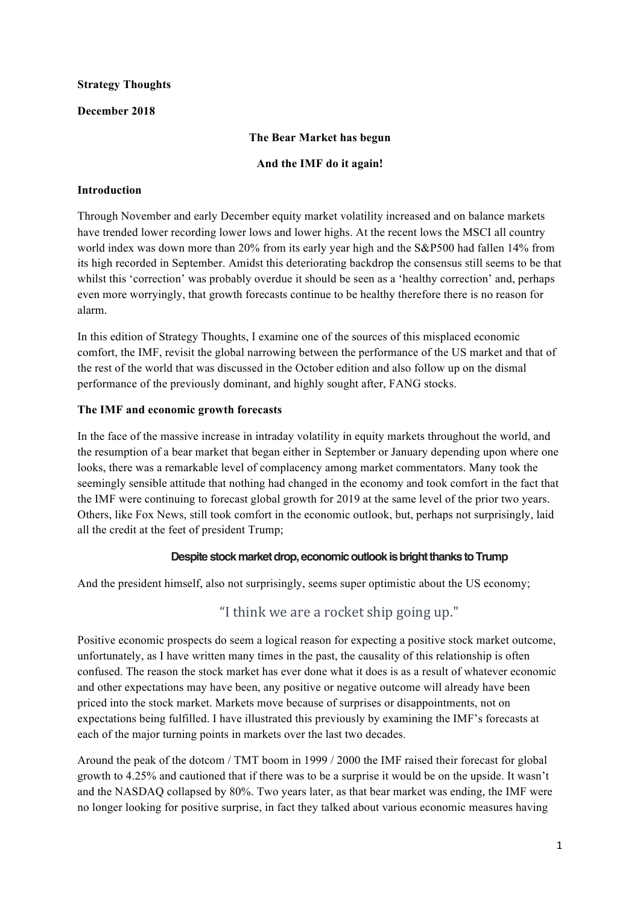**Strategy Thoughts**

**December 2018**

**The Bear Market has begun**

**And the IMF do it again!**

**Introduction**

Through November and early December equity market volatility increased and on balance markets have trended lower recording lower lows and lower highs. At the recent lows the MSCI all country world index was down more than 20% from its early year high and the S&P500 had fallen 14% from its high recorded in September. Amidst this deteriorating backdrop the consensus still seems to be that whilst this 'correction' was probably overdue it should be seen as a 'healthy correction' and, perhaps even more worryingly, that growth forecasts continue to be healthy therefore there is no reason for alarm.

In this edition of Strategy Thoughts, I examine one of the sources of this misplaced economic comfort, the IMF, revisit the global narrowing between the performance of the US market and that of the rest of the world that was discussed in the October edition and also follow up on the dismal performance of the previously dominant, and highly sought after, FANG stocks.

**The IMF and economic growth forecasts**

In the face of the massive increase in intraday volatility in equity markets throughout the world, and the resumption of a bear market that began either in September or January depending upon where one looks, there was a remarkable level of complacency among market commentators. Many took the seemingly sensible attitude that nothing had changed in the economy and took comfort in the fact that the IMF were continuing to forecast global growth for 2019 at the same level of the prior two years. Others, like Fox News, still took comfort in the economic outlook, but, perhaps not surprisingly, laid all the credit at the feet of president Trump;

**Despite stock market drop, economic outlook is bright thanks to Trump**

And the president himself, also not surprisingly, seems super optimistic about the US economy;

"I think we are a rocket ship going up."

Positive economic prospects do seem a logical reason for expecting a positive stock market outcome, unfortunately, as I have written many times in the past, the causality of this relationship is often confused. The reason the stock market has ever done what it does is as a result of whatever economic and other expectations may have been, any positive or negative outcome will already have been priced into the stock market. Markets move because of surprises or disappointments, not on expectations being fulfilled. I have illustrated this previously by examining the IMF's forecasts at each of the major turning points in markets over the last two decades.

Around the peak of the dotcom / TMT boom in 1999 / 2000 the IMF raised their forecast for global growth to 4.25% and cautioned that if there was to be a surprise it would be on the upside. It wasn't and the NASDAQ collapsed by 80%. Two years later, as that bear market was ending, the IMF were no longer looking for positive surprise, in fact they talked about various economic measures having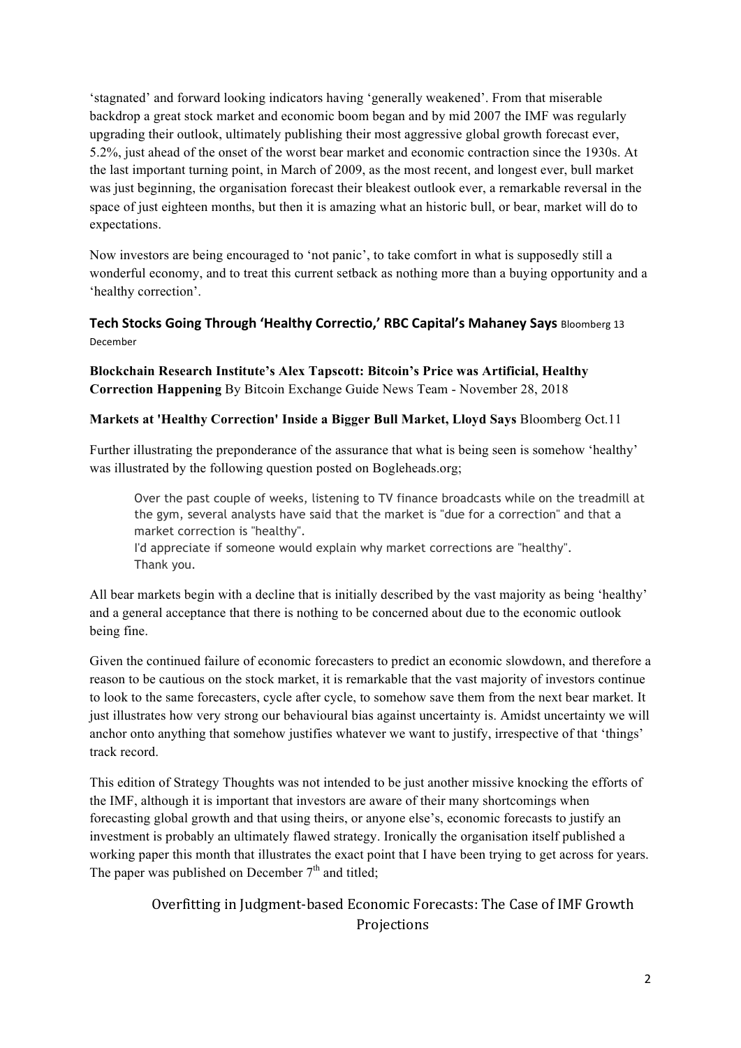'stagnated' and forward looking indicators having 'generally weakened'. From that miserable backdrop a great stock market and economic boom began and by mid 2007 the IMF was regularly upgrading their outlook, ultimately publishing their most aggressive global growth forecast ever, 5.2%, just ahead of the onset of the worst bear market and economic contraction since the 1930s. At the last important turning point, in March of 2009, as the most recent, and longest ever, bull market was just beginning, the organisation forecast their bleakest outlook ever, a remarkable reversal in the space of just eighteen months, but then it is amazing what an historic bull, or bear, market will do to expectations.

Now investors are being encouraged to 'not panic', to take comfort in what is supposedly still a wonderful economy, and to treat this current setback as nothing more than a buying opportunity and a 'healthy correction'.

**Tech Stocks Going Through 'Healthy Correctio,' RBC Capital's Mahaney Says** Bloomberg 13 December

**Blockchain Research Institute's Alex Tapscott: Bitcoin's Price was Artificial, Healthy Correction Happening** By Bitcoin Exchange Guide News Team - November 28, 2018

**Markets at 'Healthy Correction' Inside a Bigger Bull Market, Lloyd Says** Bloomberg Oct.11

Further illustrating the preponderance of the assurance that what is being seen is somehow 'healthy' was illustrated by the following question posted on Bogleheads.org;

> Over the past couple of weeks, listening to TV finance broadcasts while on the treadmill at the gym, several analysts have said that the market is "due for a correction" and that a market correction is "healthy".
> I'd appreciate if someone would explain why market corrections are "healthy".
> Thank you.

All bear markets begin with a decline that is initially described by the vast majority as being 'healthy' and a general acceptance that there is nothing to be concerned about due to the economic outlook being fine.

Given the continued failure of economic forecasters to predict an economic slowdown, and therefore a reason to be cautious on the stock market, it is remarkable that the vast majority of investors continue to look to the same forecasters, cycle after cycle, to somehow save them from the next bear market. It just illustrates how very strong our behavioural bias against uncertainty is. Amidst uncertainty we will anchor onto anything that somehow justifies whatever we want to justify, irrespective of that 'things' track record.

This edition of Strategy Thoughts was not intended to be just another missive knocking the efforts of the IMF, although it is important that investors are aware of their many shortcomings when forecasting global growth and that using theirs, or anyone else's, economic forecasts to justify an investment is probably an ultimately flawed strategy. Ironically the organisation itself published a working paper this month that illustrates the exact point that I have been trying to get across for years. The paper was published on December 7th and titled;

Overfitting in Judgment-based Economic Forecasts: The Case of IMF Growth Projections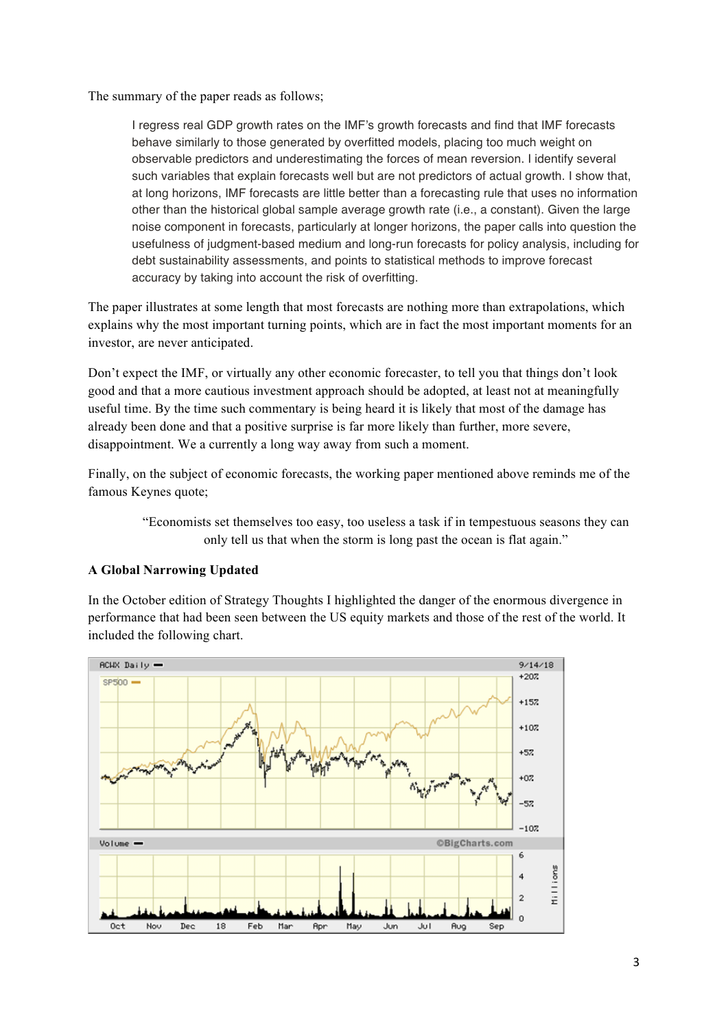The summary of the paper reads as follows;

> I regress real GDP growth rates on the IMF's growth forecasts and find that IMF forecasts behave similarly to those generated by overfitted models, placing too much weight on observable predictors and underestimating the forces of mean reversion. I identify several such variables that explain forecasts well but are not predictors of actual growth. I show that, at long horizons, IMF forecasts are little better than a forecasting rule that uses no information other than the historical global sample average growth rate (i.e., a constant). Given the large noise component in forecasts, particularly at longer horizons, the paper calls into question the usefulness of judgment-based medium and long-run forecasts for policy analysis, including for debt sustainability assessments, and points to statistical methods to improve forecast accuracy by taking into account the risk of overfitting.

The paper illustrates at some length that most forecasts are nothing more than extrapolations, which explains why the most important turning points, which are in fact the most important moments for an investor, are never anticipated.

Don't expect the IMF, or virtually any other economic forecaster, to tell you that things don't look good and that a more cautious investment approach should be adopted, at least not at meaningfully useful time. By the time such commentary is being heard it is likely that most of the damage has already been done and that a positive surprise is far more likely than further, more severe, disappointment. We a currently a long way away from such a moment.

Finally, on the subject of economic forecasts, the working paper mentioned above reminds me of the famous Keynes quote;

> "Economists set themselves too easy, too useless a task if in tempestuous seasons they can only tell us that when the storm is long past the ocean is flat again."

**A Global Narrowing Updated**

In the October edition of Strategy Thoughts I highlighted the danger of the enormous divergence in performance that had been seen between the US equity markets and those of the rest of the world. It included the following chart.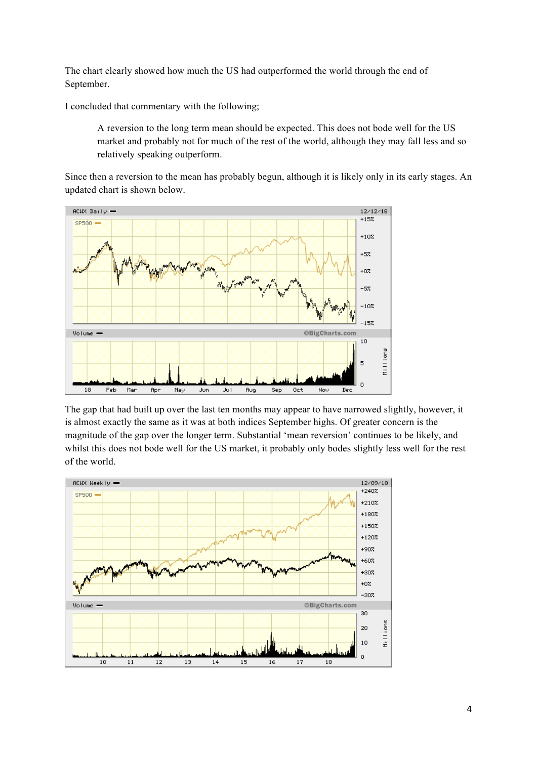The chart clearly showed how much the US had outperformed the world through the end of September.

I concluded that commentary with the following;

> A reversion to the long term mean should be expected. This does not bode well for the US market and probably not for much of the rest of the world, although they may fall less and so relatively speaking outperform.

Since then a reversion to the mean has probably begun, although it is likely only in its early stages. An updated chart is shown below.

The gap that had built up over the last ten months may appear to have narrowed slightly, however, it is almost exactly the same as it was at both indices September highs. Of greater concern is the magnitude of the gap over the longer term. Substantial 'mean reversion' continues to be likely, and whilst this does not bode well for the US market, it probably only bodes slightly less well for the rest of the world.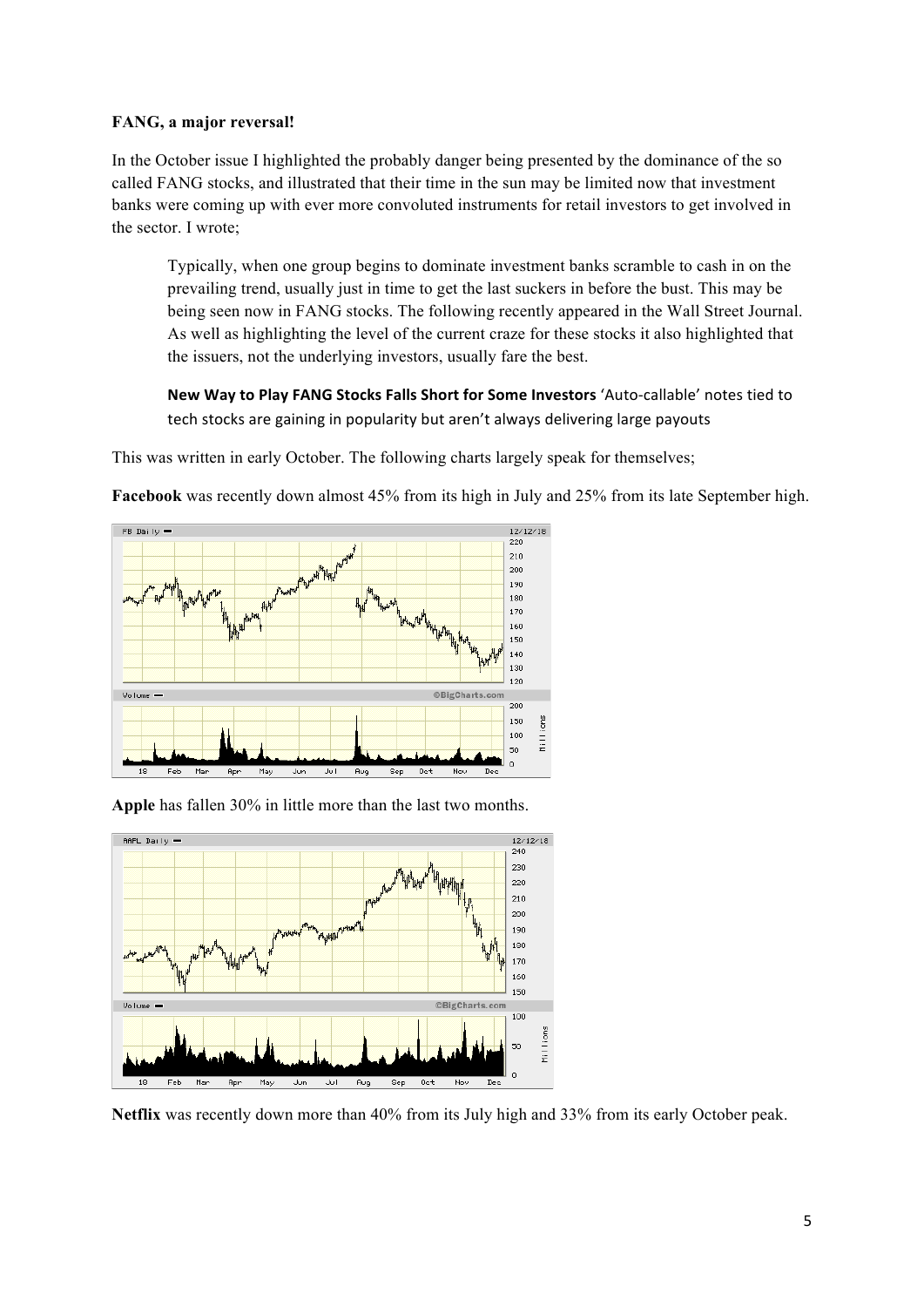**FANG, a major reversal!**

In the October issue I highlighted the probably danger being presented by the dominance of the so called FANG stocks, and illustrated that their time in the sun may be limited now that investment banks were coming up with ever more convoluted instruments for retail investors to get involved in the sector. I wrote;

> Typically, when one group begins to dominate investment banks scramble to cash in on the prevailing trend, usually just in time to get the last suckers in before the bust. This may be being seen now in FANG stocks. The following recently appeared in the Wall Street Journal. As well as highlighting the level of the current craze for these stocks it also highlighted that the issuers, not the underlying investors, usually fare the best.
>
> **New Way to Play FANG Stocks Falls Short for Some Investors** 'Auto-callable' notes tied to tech stocks are gaining in popularity but aren't always delivering large payouts

This was written in early October. The following charts largely speak for themselves;

**Facebook** was recently down almost 45% from its high in July and 25% from its late September high.

**Apple** has fallen 30% in little more than the last two months.

**Netflix** was recently down more than 40% from its July high and 33% from its early October peak.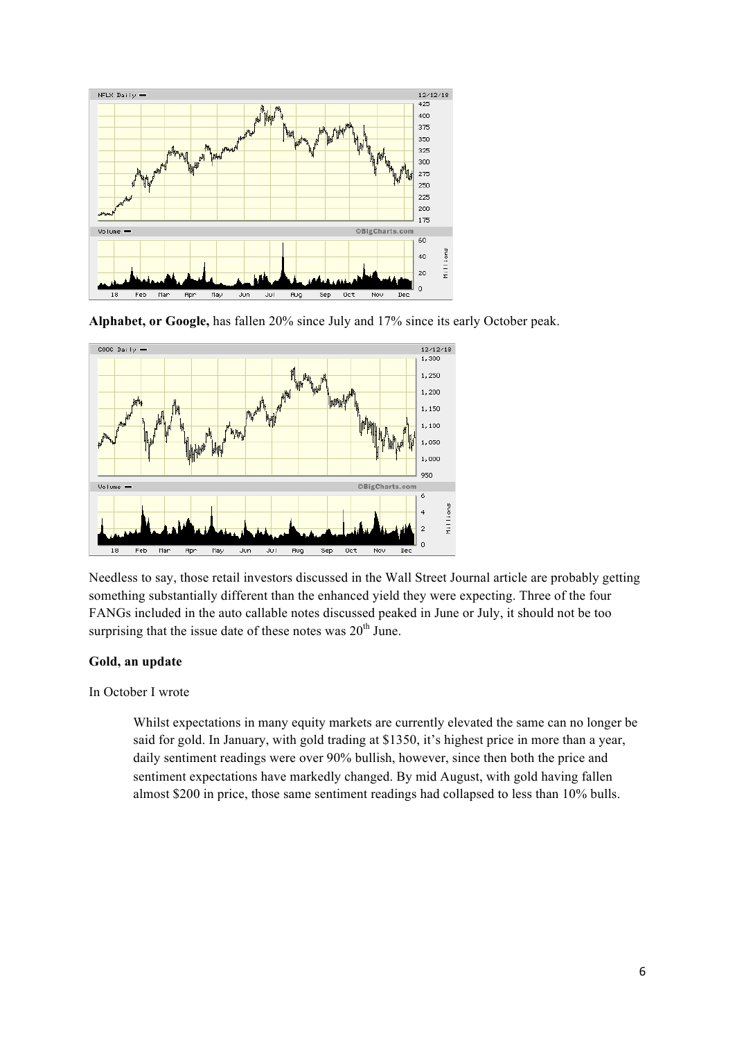**Alphabet, or Google,** has fallen 20% since July and 17% since its early October peak.

Needless to say, those retail investors discussed in the Wall Street Journal article are probably getting something substantially different than the enhanced yield they were expecting. Three of the four FANGs included in the auto callable notes discussed peaked in June or July, it should not be too surprising that the issue date of these notes was 20th June.

**Gold, an update**

In October I wrote

> Whilst expectations in many equity markets are currently elevated the same can no longer be said for gold. In January, with gold trading at $1350, it's highest price in more than a year, daily sentiment readings were over 90% bullish, however, since then both the price and sentiment expectations have markedly changed. By mid August, with gold having fallen almost $200 in price, those same sentiment readings had collapsed to less than 10% bulls.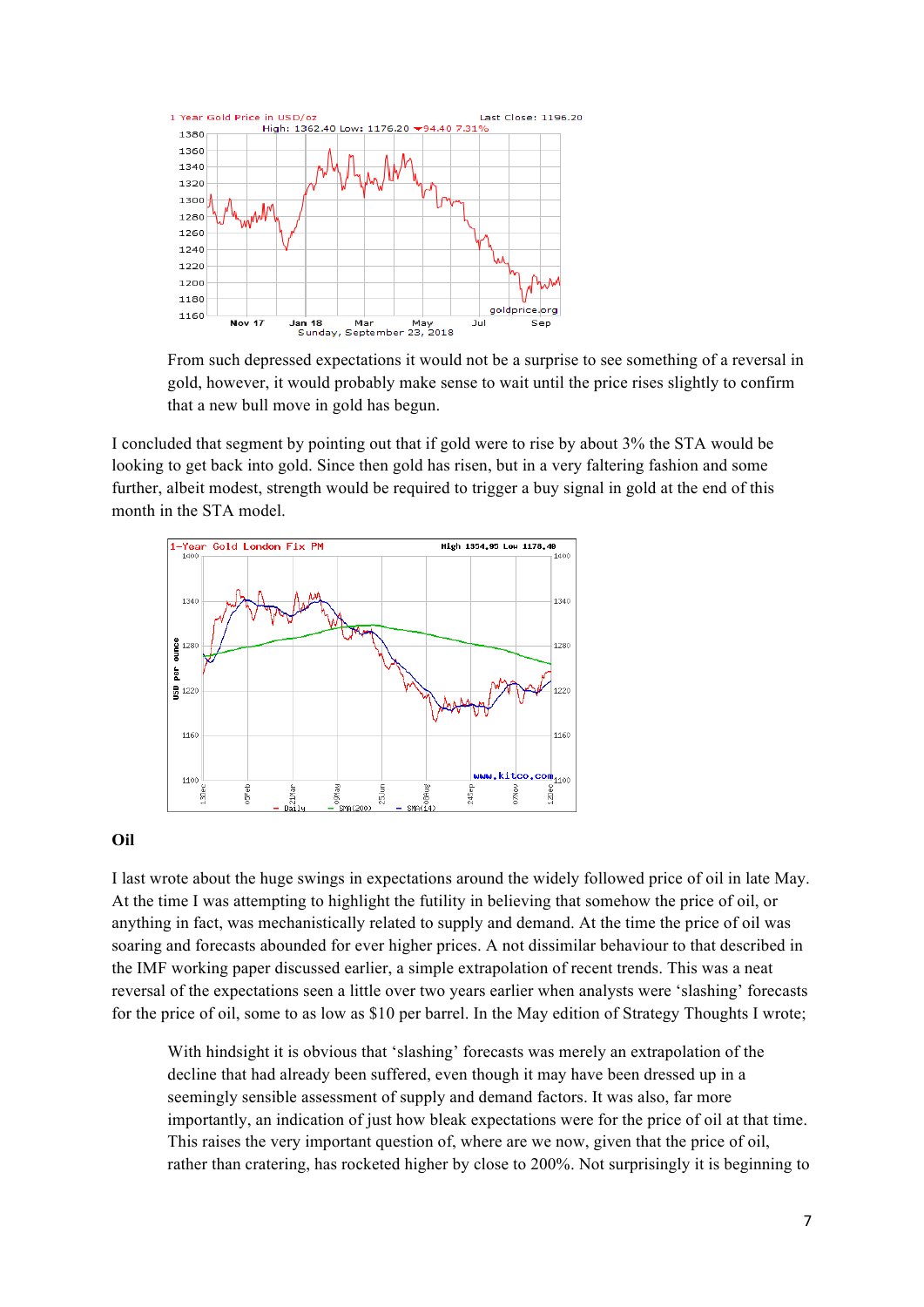From such depressed expectations it would not be a surprise to see something of a reversal in gold, however, it would probably make sense to wait until the price rises slightly to confirm that a new bull move in gold has begun.

I concluded that segment by pointing out that if gold were to rise by about 3% the STA would be looking to get back into gold. Since then gold has risen, but in a very faltering fashion and some further, albeit modest, strength would be required to trigger a buy signal in gold at the end of this month in the STA model.

## Oil

I last wrote about the huge swings in expectations around the widely followed price of oil in late May. At the time I was attempting to highlight the futility in believing that somehow the price of oil, or anything in fact, was mechanistically related to supply and demand. At the time the price of oil was soaring and forecasts abounded for ever higher prices. A not dissimilar behaviour to that described in the IMF working paper discussed earlier, a simple extrapolation of recent trends. This was a neat reversal of the expectations seen a little over two years earlier when analysts were 'slashing' forecasts for the price of oil, some to as low as $10 per barrel. In the May edition of Strategy Thoughts I wrote;

> With hindsight it is obvious that 'slashing' forecasts was merely an extrapolation of the decline that had already been suffered, even though it may have been dressed up in a seemingly sensible assessment of supply and demand factors. It was also, far more importantly, an indication of just how bleak expectations were for the price of oil at that time. This raises the very important question of, where are we now, given that the price of oil, rather than cratering, has rocketed higher by close to 200%. Not surprisingly it is beginning to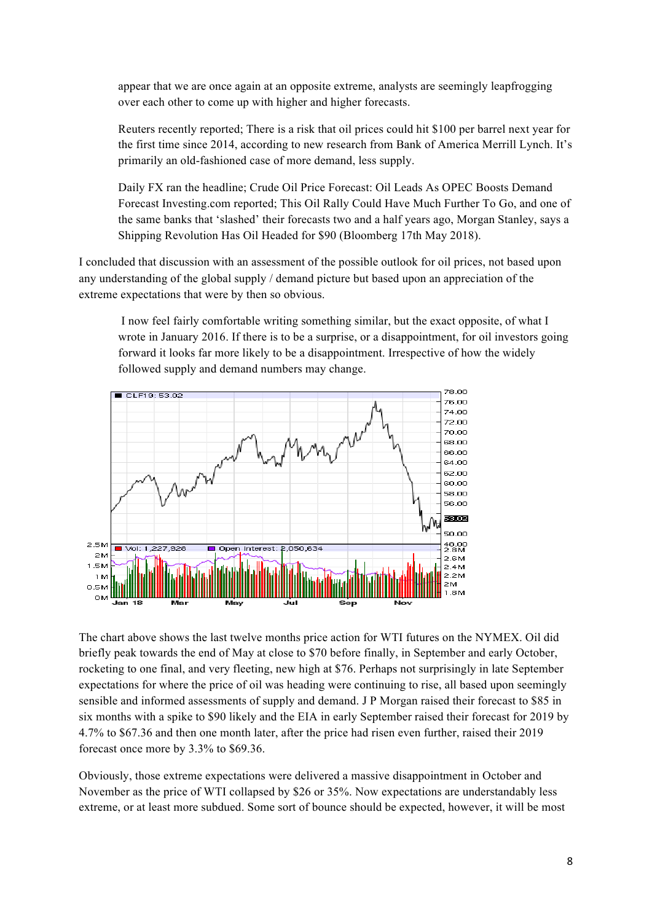> appear that we are once again at an opposite extreme, analysts are seemingly leapfrogging over each other to come up with higher and higher forecasts.
>
> Reuters recently reported; There is a risk that oil prices could hit $100 per barrel next year for the first time since 2014, according to new research from Bank of America Merrill Lynch. It's primarily an old-fashioned case of more demand, less supply.
>
> Daily FX ran the headline; Crude Oil Price Forecast: Oil Leads As OPEC Boosts Demand Forecast Investing.com reported; This Oil Rally Could Have Much Further To Go, and one of the same banks that 'slashed' their forecasts two and a half years ago, Morgan Stanley, says a Shipping Revolution Has Oil Headed for $90 (Bloomberg 17th May 2018).

I concluded that discussion with an assessment of the possible outlook for oil prices, not based upon any understanding of the global supply / demand picture but based upon an appreciation of the extreme expectations that were by then so obvious.

> I now feel fairly comfortable writing something similar, but the exact opposite, of what I wrote in January 2016. If there is to be a surprise, or a disappointment, for oil investors going forward it looks far more likely to be a disappointment. Irrespective of how the widely followed supply and demand numbers may change.

The chart above shows the last twelve months price action for WTI futures on the NYMEX. Oil did briefly peak towards the end of May at close to $70 before finally, in September and early October, rocketing to one final, and very fleeting, new high at $76. Perhaps not surprisingly in late September expectations for where the price of oil was heading were continuing to rise, all based upon seemingly sensible and informed assessments of supply and demand. J P Morgan raised their forecast to $85 in six months with a spike to $90 likely and the EIA in early September raised their forecast for 2019 by 4.7% to $67.36 and then one month later, after the price had risen even further, raised their 2019 forecast once more by 3.3% to $69.36.

Obviously, those extreme expectations were delivered a massive disappointment in October and November as the price of WTI collapsed by $26 or 35%. Now expectations are understandably less extreme, or at least more subdued. Some sort of bounce should be expected, however, it will be most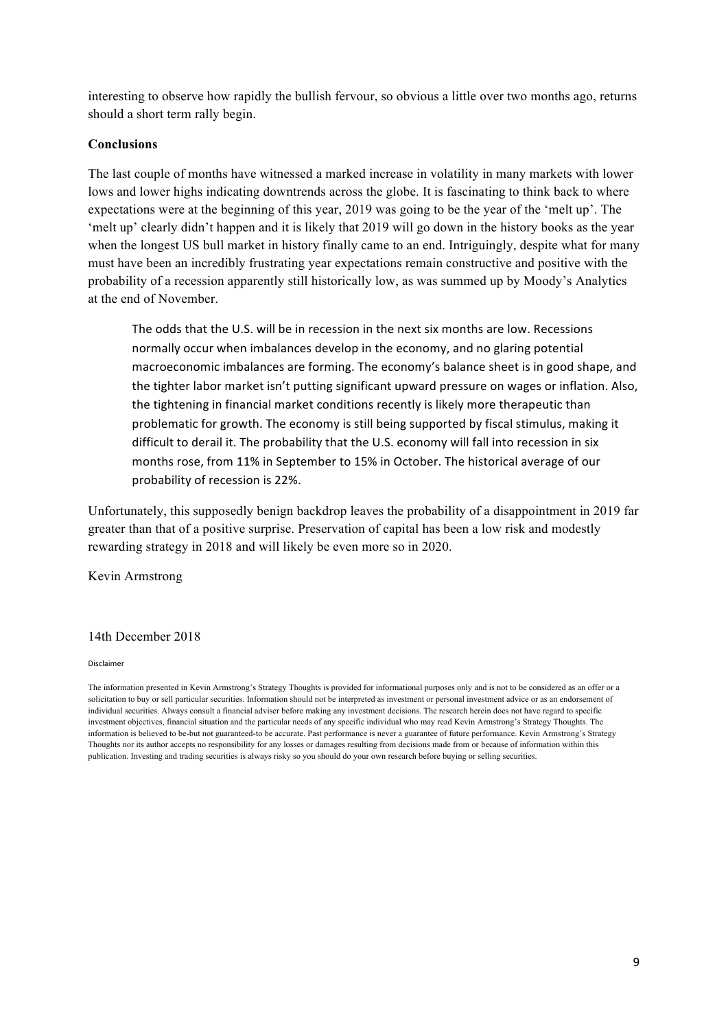interesting to observe how rapidly the bullish fervour, so obvious a little over two months ago, returns should a short term rally begin.

**Conclusions**

The last couple of months have witnessed a marked increase in volatility in many markets with lower lows and lower highs indicating downtrends across the globe. It is fascinating to think back to where expectations were at the beginning of this year, 2019 was going to be the year of the 'melt up'. The 'melt up' clearly didn't happen and it is likely that 2019 will go down in the history books as the year when the longest US bull market in history finally came to an end. Intriguingly, despite what for many must have been an incredibly frustrating year expectations remain constructive and positive with the probability of a recession apparently still historically low, as was summed up by Moody's Analytics at the end of November.

> The odds that the U.S. will be in recession in the next six months are low. Recessions normally occur when imbalances develop in the economy, and no glaring potential macroeconomic imbalances are forming. The economy's balance sheet is in good shape, and the tighter labor market isn't putting significant upward pressure on wages or inflation. Also, the tightening in financial market conditions recently is likely more therapeutic than problematic for growth. The economy is still being supported by fiscal stimulus, making it difficult to derail it. The probability that the U.S. economy will fall into recession in six months rose, from 11% in September to 15% in October. The historical average of our probability of recession is 22%.

Unfortunately, this supposedly benign backdrop leaves the probability of a disappointment in 2019 far greater than that of a positive surprise. Preservation of capital has been a low risk and modestly rewarding strategy in 2018 and will likely be even more so in 2020.

Kevin Armstrong

14th December 2018

Disclaimer

The information presented in Kevin Armstrong's Strategy Thoughts is provided for informational purposes only and is not to be considered as an offer or a solicitation to buy or sell particular securities. Information should not be interpreted as investment or personal investment advice or as an endorsement of individual securities. Always consult a financial adviser before making any investment decisions. The research herein does not have regard to specific investment objectives, financial situation and the particular needs of any specific individual who may read Kevin Armstrong's Strategy Thoughts. The information is believed to be-but not guaranteed-to be accurate. Past performance is never a guarantee of future performance. Kevin Armstrong's Strategy Thoughts nor its author accepts no responsibility for any losses or damages resulting from decisions made from or because of information within this publication. Investing and trading securities is always risky so you should do your own research before buying or selling securities.